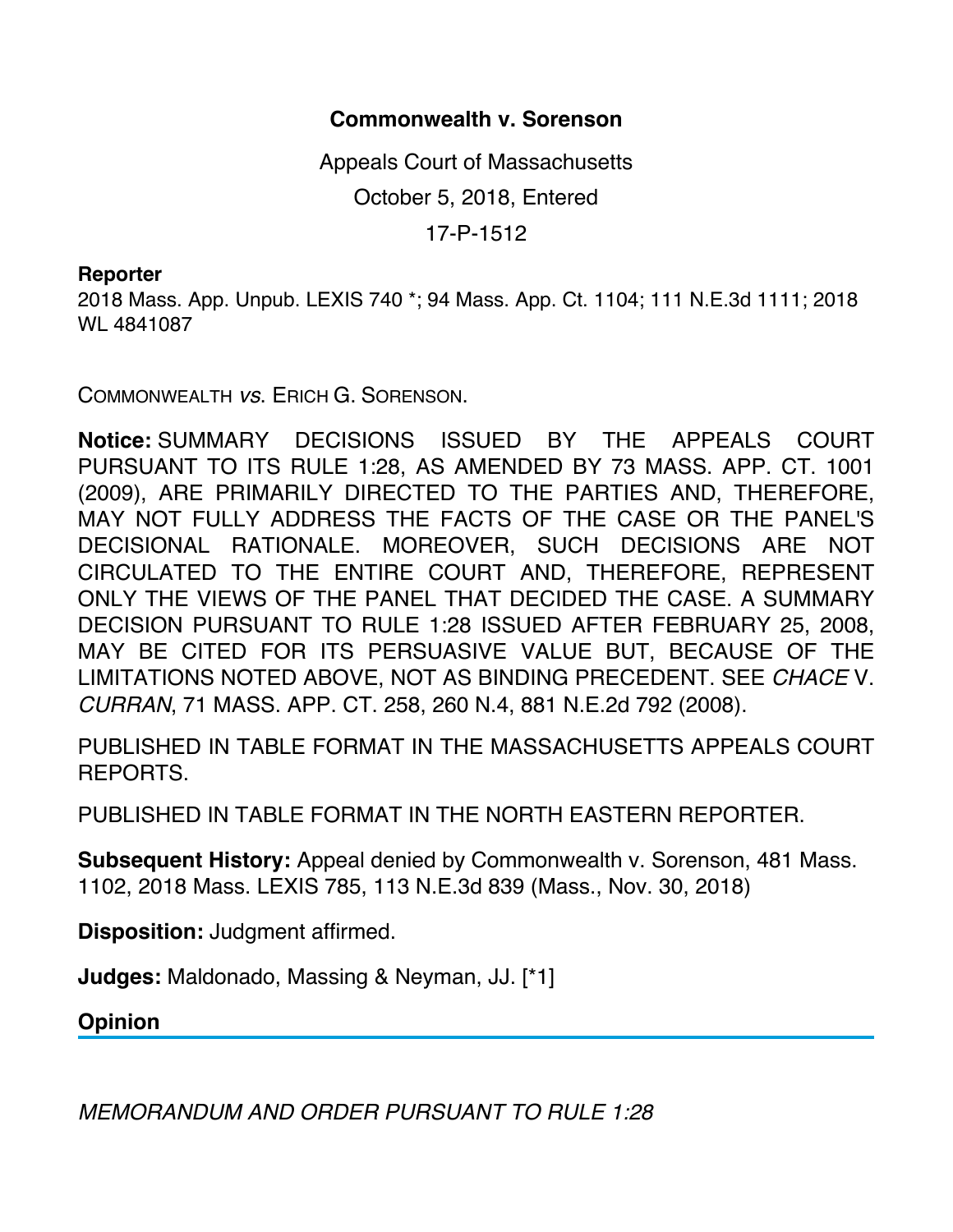# Commonwealth v. Sorenson

Appeals Court of Massachusetts

October 5, 2018, Entered

17-P-1512

**Reporter**

2018 Mass. App. Unpub. LEXIS 740 *; 94 Mass. App. Ct. 1104; 111 N.E.3d 1111; 2018 WL 4841087

COMMONWEALTH *vs.* ERICH G. SORENSON.

**Notice:** SUMMARY DECISIONS ISSUED BY THE APPEALS COURT PURSUANT TO ITS RULE 1:28, AS AMENDED BY 73 MASS. APP. CT. 1001 (2009), ARE PRIMARILY DIRECTED TO THE PARTIES AND, THEREFORE, MAY NOT FULLY ADDRESS THE FACTS OF THE CASE OR THE PANEL'S DECISIONAL RATIONALE. MOREOVER, SUCH DECISIONS ARE NOT CIRCULATED TO THE ENTIRE COURT AND, THEREFORE, REPRESENT ONLY THE VIEWS OF THE PANEL THAT DECIDED THE CASE. A SUMMARY DECISION PURSUANT TO RULE 1:28 ISSUED AFTER FEBRUARY 25, 2008, MAY BE CITED FOR ITS PERSUASIVE VALUE BUT, BECAUSE OF THE LIMITATIONS NOTED ABOVE, NOT AS BINDING PRECEDENT. SEE *CHACE* V. *CURRAN*, 71 MASS. APP. CT. 258, 260 N.4, 881 N.E.2d 792 (2008).

PUBLISHED IN TABLE FORMAT IN THE MASSACHUSETTS APPEALS COURT REPORTS.

PUBLISHED IN TABLE FORMAT IN THE NORTH EASTERN REPORTER.

**Subsequent History:** Appeal denied by Commonwealth v. Sorenson, 481 Mass. 1102, 2018 Mass. LEXIS 785, 113 N.E.3d 839 (Mass., Nov. 30, 2018)

**Disposition:** Judgment affirmed.

**Judges:** Maldonado, Massing & Neyman, JJ. [*1]

## Opinion

*MEMORANDUM AND ORDER PURSUANT TO RULE 1:28*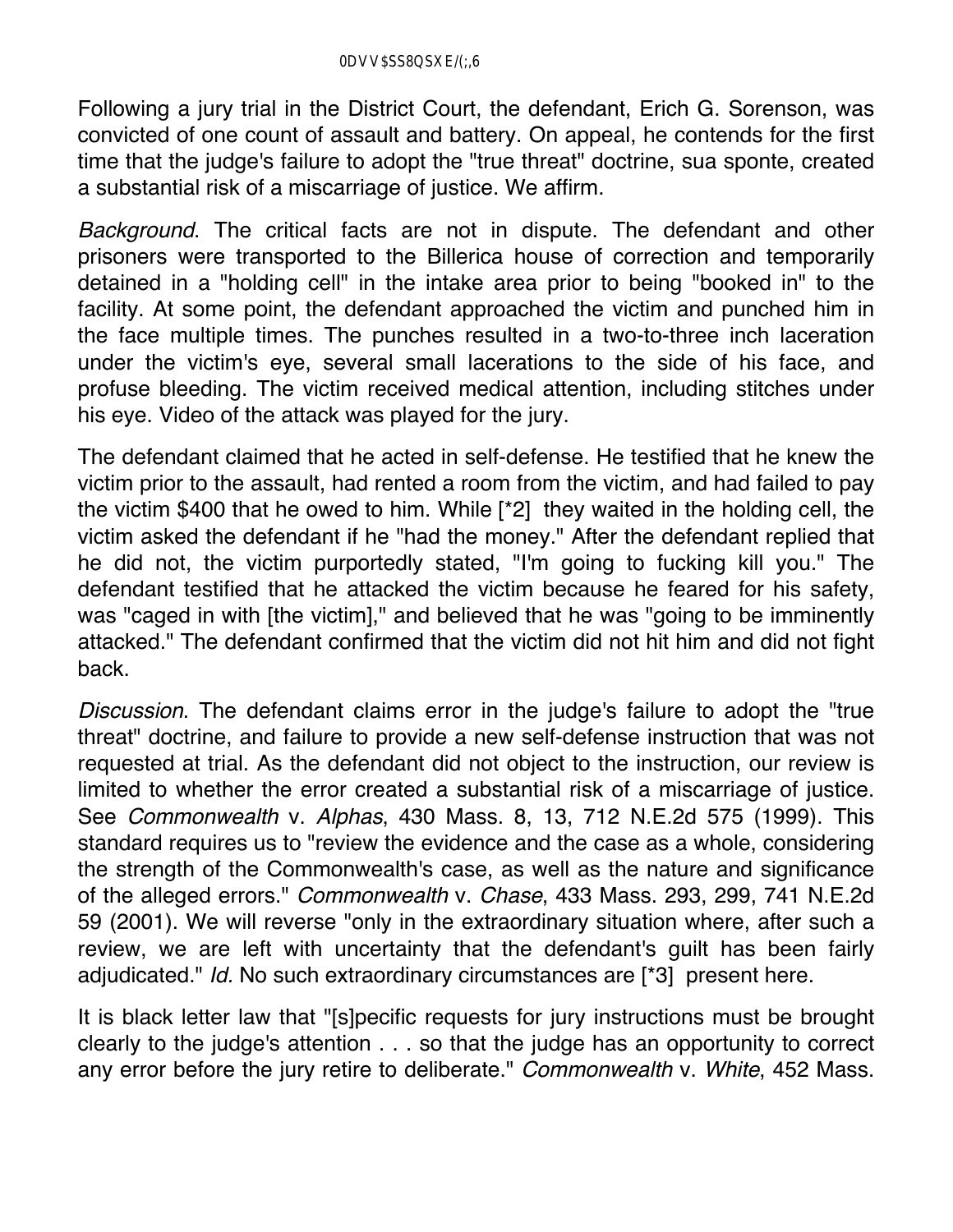Following a jury trial in the District Court, the defendant, Erich G. Sorenson, was convicted of one count of assault and battery. On appeal, he contends for the first time that the judge's failure to adopt the "true threat" doctrine, sua sponte, created a substantial risk of a miscarriage of justice. We affirm.

*Background*. The critical facts are not in dispute. The defendant and other prisoners were transported to the Billerica house of correction and temporarily detained in a "holding cell" in the intake area prior to being "booked in" to the facility. At some point, the defendant approached the victim and punched him in the face multiple times. The punches resulted in a two-to-three inch laceration under the victim's eye, several small lacerations to the side of his face, and profuse bleeding. The victim received medical attention, including stitches under his eye. Video of the attack was played for the jury.

The defendant claimed that he acted in self-defense. He testified that he knew the victim prior to the assault, had rented a room from the victim, and had failed to pay the victim $400 that he owed to him. While [*2] they waited in the holding cell, the victim asked the defendant if he "had the money." After the defendant replied that he did not, the victim purportedly stated, "I'm going to fucking kill you." The defendant testified that he attacked the victim because he feared for his safety, was "caged in with [the victim]," and believed that he was "going to be imminently attacked." The defendant confirmed that the victim did not hit him and did not fight back.

*Discussion*. The defendant claims error in the judge's failure to adopt the "true threat" doctrine, and failure to provide a new self-defense instruction that was not requested at trial. As the defendant did not object to the instruction, our review is limited to whether the error created a substantial risk of a miscarriage of justice. See *Commonwealth* v. *Alphas*, 430 Mass. 8, 13, 712 N.E.2d 575 (1999). This standard requires us to "review the evidence and the case as a whole, considering the strength of the Commonwealth's case, as well as the nature and significance of the alleged errors." *Commonwealth* v. *Chase*, 433 Mass. 293, 299, 741 N.E.2d 59 (2001). We will reverse "only in the extraordinary situation where, after such a review, we are left with uncertainty that the defendant's guilt has been fairly adjudicated." *Id.* No such extraordinary circumstances are [*3] present here.

It is black letter law that "[s]pecific requests for jury instructions must be brought clearly to the judge's attention . . . so that the judge has an opportunity to correct any error before the jury retire to deliberate." *Commonwealth* v. *White*, 452 Mass.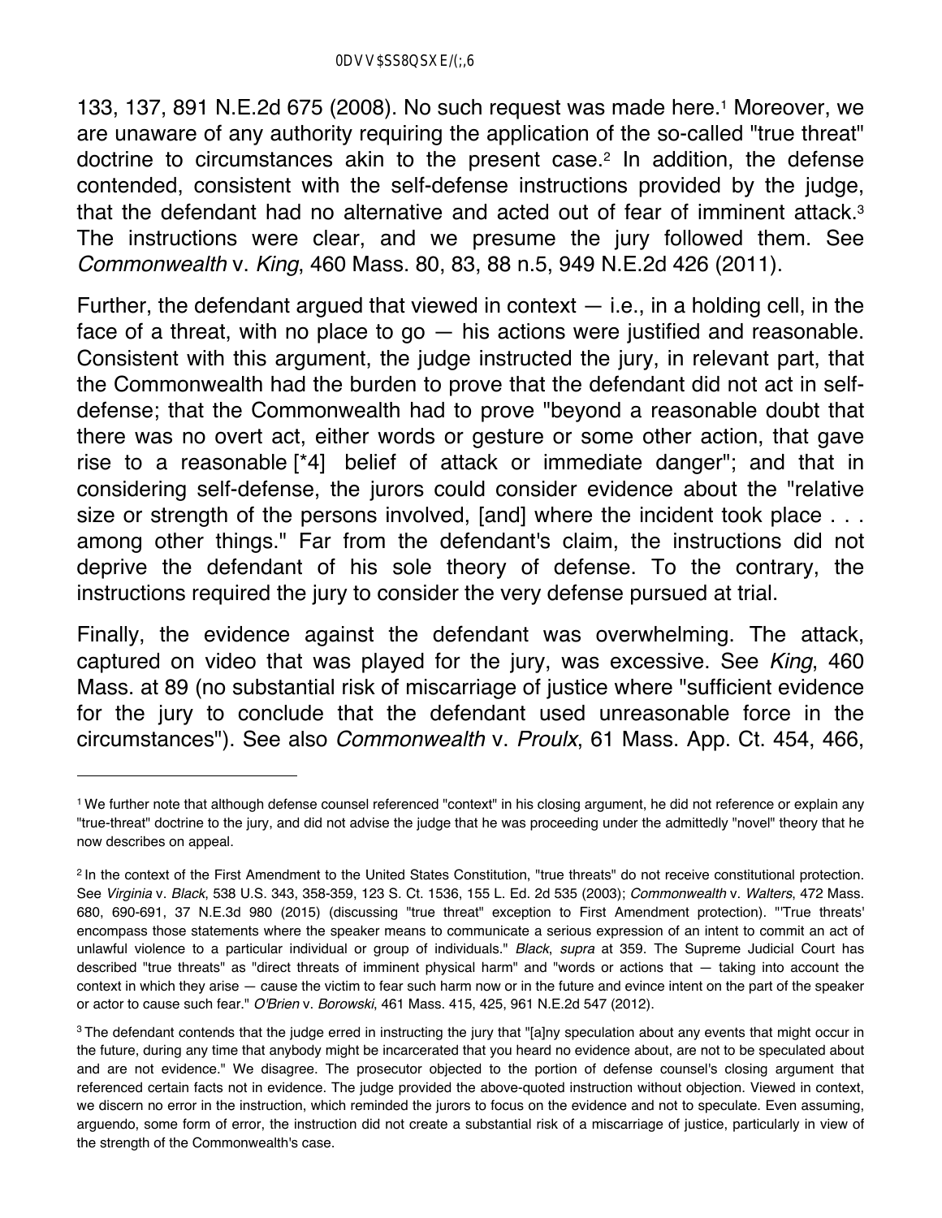133, 137, 891 N.E.2d 675 (2008). No such request was made here.[1] Moreover, we are unaware of any authority requiring the application of the so-called "true threat" doctrine to circumstances akin to the present case.[2] In addition, the defense contended, consistent with the self-defense instructions provided by the judge, that the defendant had no alternative and acted out of fear of imminent attack.[3] The instructions were clear, and we presume the jury followed them. See *Commonwealth* v. *King*, 460 Mass. 80, 83, 88 n.5, 949 N.E.2d 426 (2011).

Further, the defendant argued that viewed in context — i.e., in a holding cell, in the face of a threat, with no place to go — his actions were justified and reasonable. Consistent with this argument, the judge instructed the jury, in relevant part, that the Commonwealth had the burden to prove that the defendant did not act in self-defense; that the Commonwealth had to prove "beyond a reasonable doubt that there was no overt act, either words or gesture or some other action, that gave rise to a reasonable [*4] belief of attack or immediate danger"; and that in considering self-defense, the jurors could consider evidence about the "relative size or strength of the persons involved, [and] where the incident took place . . . among other things." Far from the defendant's claim, the instructions did not deprive the defendant of his sole theory of defense. To the contrary, the instructions required the jury to consider the very defense pursued at trial.

Finally, the evidence against the defendant was overwhelming. The attack, captured on video that was played for the jury, was excessive. See *King*, 460 Mass. at 89 (no substantial risk of miscarriage of justice where "sufficient evidence for the jury to conclude that the defendant used unreasonable force in the circumstances"). See also *Commonwealth* v. *Proulx*, 61 Mass. App. Ct. 454, 466,

---

[1] We further note that although defense counsel referenced "context" in his closing argument, he did not reference or explain any "true-threat" doctrine to the jury, and did not advise the judge that he was proceeding under the admittedly "novel" theory that he now describes on appeal.

[2] In the context of the First Amendment to the United States Constitution, "true threats" do not receive constitutional protection. See *Virginia* v. *Black*, 538 U.S. 343, 358-359, 123 S. Ct. 1536, 155 L. Ed. 2d 535 (2003); *Commonwealth* v. *Walters*, 472 Mass. 680, 690-691, 37 N.E.3d 980 (2015) (discussing "true threat" exception to First Amendment protection). "'True threats' encompass those statements where the speaker means to communicate a serious expression of an intent to commit an act of unlawful violence to a particular individual or group of individuals." *Black*, *supra* at 359. The Supreme Judicial Court has described "true threats" as "direct threats of imminent physical harm" and "words or actions that — taking into account the context in which they arise — cause the victim to fear such harm now or in the future and evince intent on the part of the speaker or actor to cause such fear." *O'Brien* v. *Borowski*, 461 Mass. 415, 425, 961 N.E.2d 547 (2012).

[3] The defendant contends that the judge erred in instructing the jury that "[a]ny speculation about any events that might occur in the future, during any time that anybody might be incarcerated that you heard no evidence about, are not to be speculated about and are not evidence." We disagree. The prosecutor objected to the portion of defense counsel's closing argument that referenced certain facts not in evidence. The judge provided the above-quoted instruction without objection. Viewed in context, we discern no error in the instruction, which reminded the jurors to focus on the evidence and not to speculate. Even assuming, arguendo, some form of error, the instruction did not create a substantial risk of a miscarriage of justice, particularly in view of the strength of the Commonwealth's case.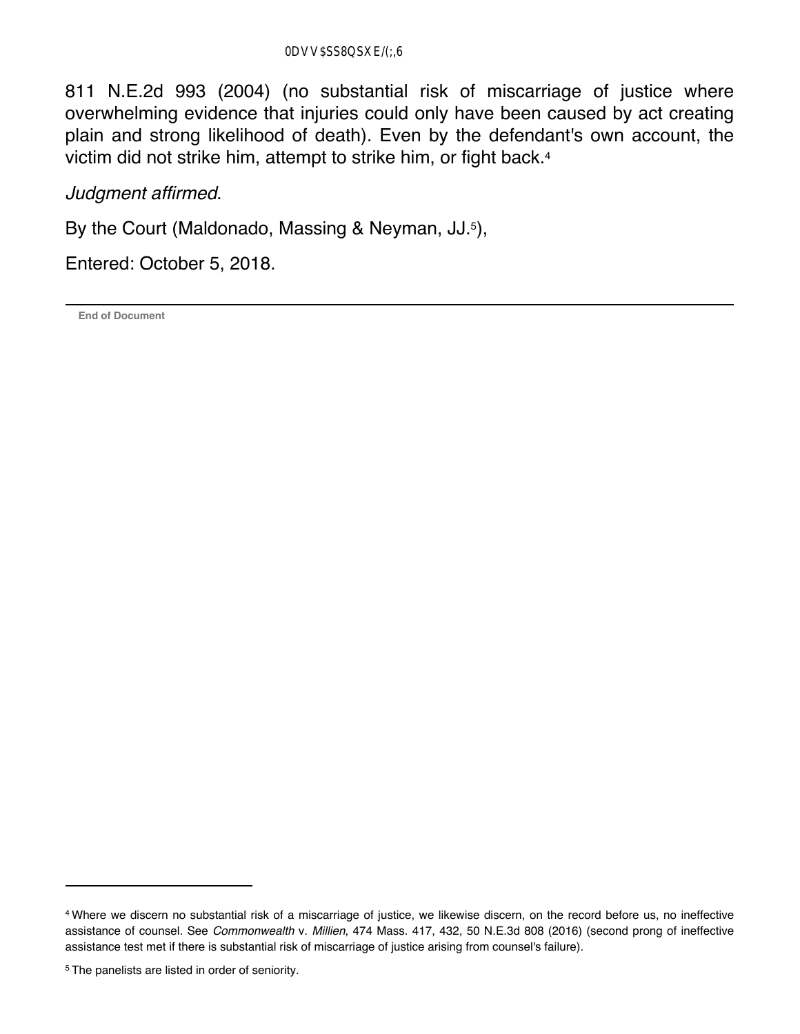811 N.E.2d 993 (2004) (no substantial risk of miscarriage of justice where overwhelming evidence that injuries could only have been caused by act creating plain and strong likelihood of death). Even by the defendant's own account, the victim did not strike him, attempt to strike him, or fight back.[4]

*Judgment affirmed*.

By the Court (Maldonado, Massing & Neyman, JJ.[5]),

Entered: October 5, 2018.

---

End of Document

---

[4] Where we discern no substantial risk of a miscarriage of justice, we likewise discern, on the record before us, no ineffective assistance of counsel. See *Commonwealth* v. *Millien*, 474 Mass. 417, 432, 50 N.E.3d 808 (2016) (second prong of ineffective assistance test met if there is substantial risk of miscarriage of justice arising from counsel's failure).

[5] The panelists are listed in order of seniority.